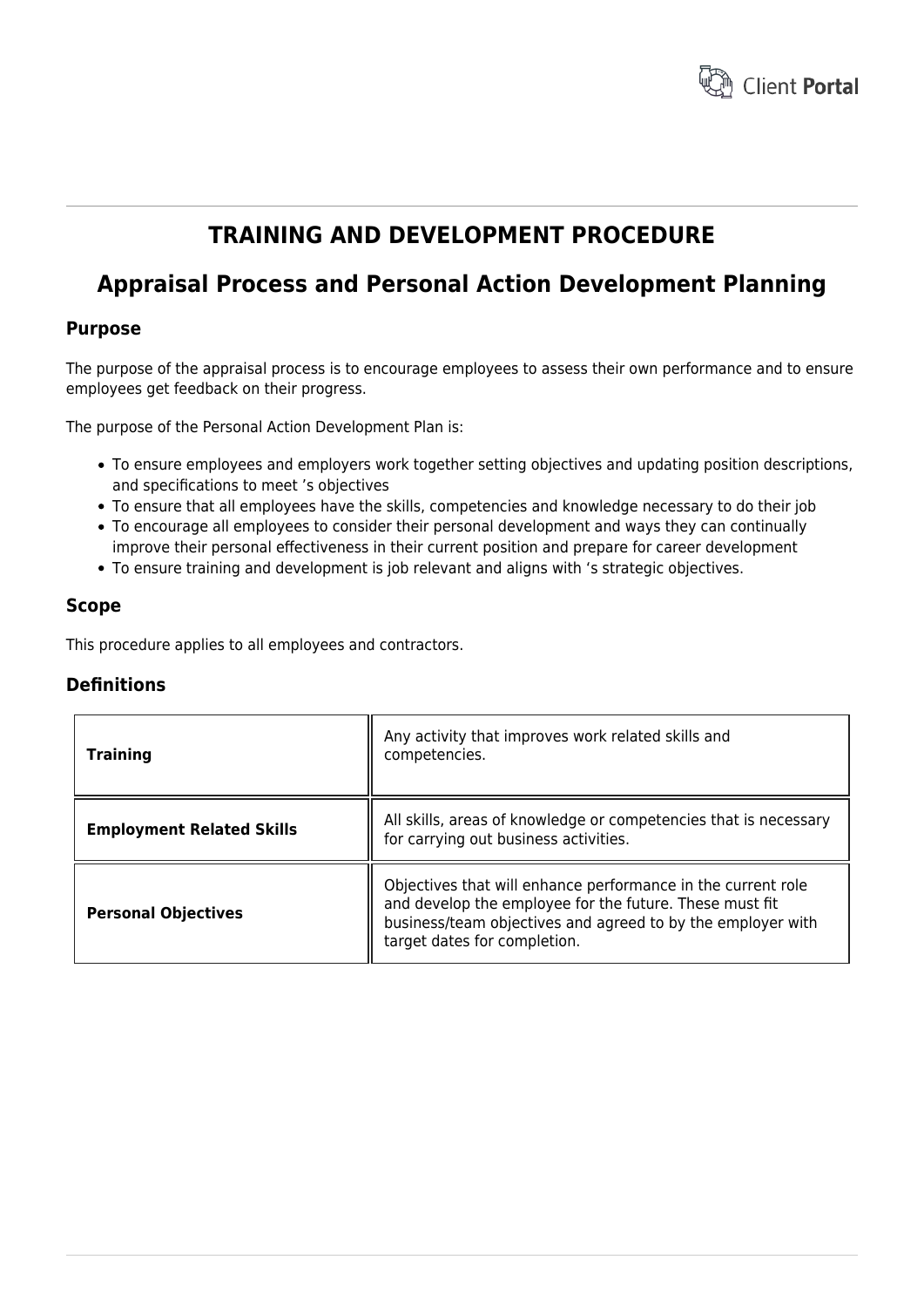# TRAINING AND DEVELOPMENT PROCEDURE

## Appraisal Process and Personal Action Development Planning

### Purpose

The purpose of the appraisal process is to encourage employees to assess their own performance and to ensure employees get feedback on their progress.

The purpose of the Personal Action Development Plan is:

- To ensure employees and employers work together setting objectives and updating position descriptions, and specifications to meet ’s objectives
- To ensure that all employees have the skills, competencies and knowledge necessary to do their job
- To encourage all employees to consider their personal development and ways they can continually improve their personal effectiveness in their current position and prepare for career development
- To ensure training and development is job relevant and aligns with ‘s strategic objectives.

### Scope

This procedure applies to all employees and contractors.

### Definitions

| | |
|---|---|
| **Training** | Any activity that improves work related skills and competencies. |
| **Employment Related Skills** | All skills, areas of knowledge or competencies that is necessary for carrying out business activities. |
| **Personal Objectives** | Objectives that will enhance performance in the current role and develop the employee for the future. These must fit business/team objectives and agreed to by the employer with target dates for completion. |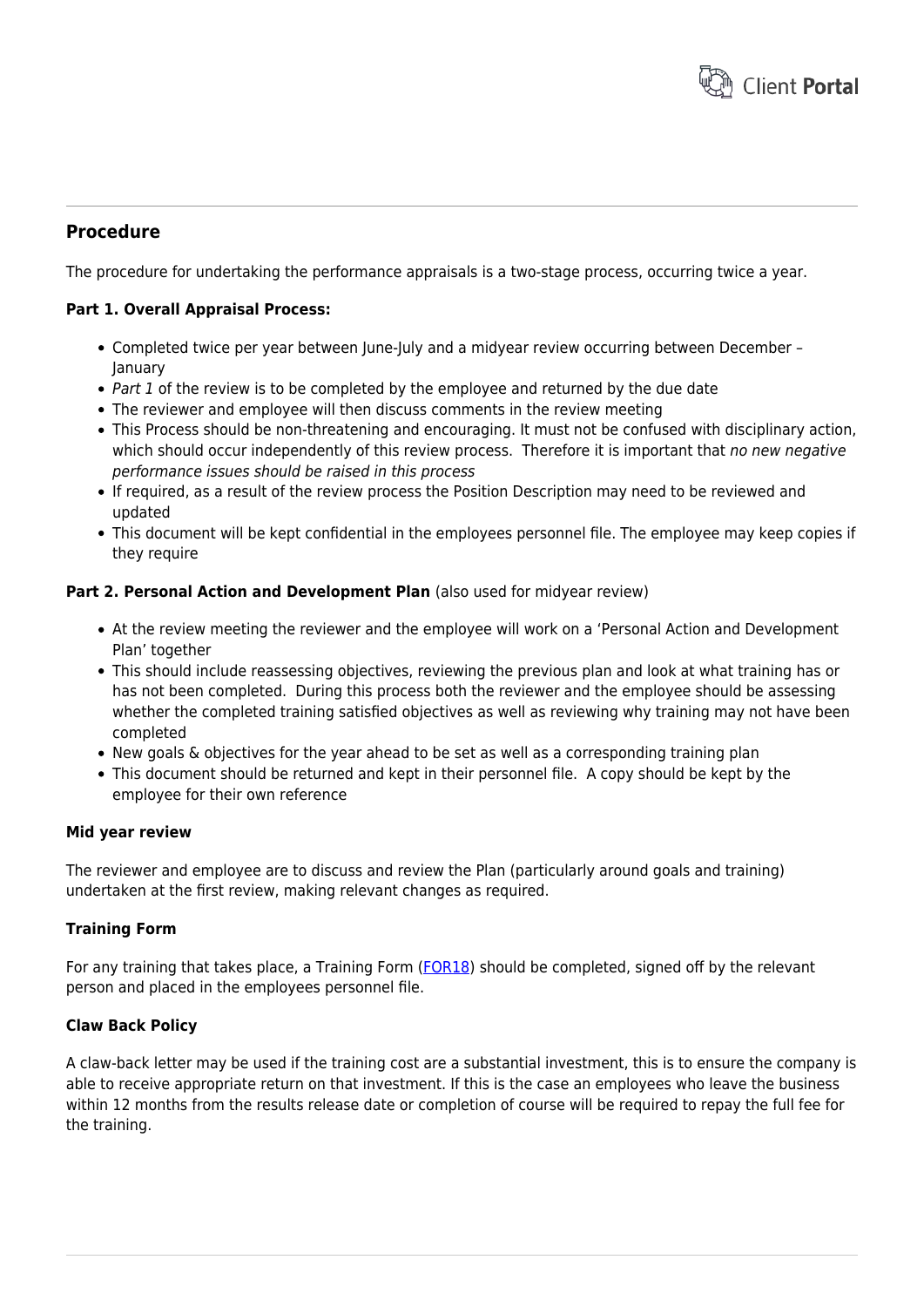## Procedure

The procedure for undertaking the performance appraisals is a two-stage process, occurring twice a year.

**Part 1. Overall Appraisal Process:**

- Completed twice per year between June-July and a midyear review occurring between December – January
- *Part 1* of the review is to be completed by the employee and returned by the due date
- The reviewer and employee will then discuss comments in the review meeting
- This Process should be non-threatening and encouraging. It must not be confused with disciplinary action, which should occur independently of this review process. Therefore it is important that *no new negative performance issues should be raised in this process*
- If required, as a result of the review process the Position Description may need to be reviewed and updated
- This document will be kept confidential in the employees personnel file. The employee may keep copies if they require

**Part 2. Personal Action and Development Plan** (also used for midyear review)

- At the review meeting the reviewer and the employee will work on a 'Personal Action and Development Plan' together
- This should include reassessing objectives, reviewing the previous plan and look at what training has or has not been completed. During this process both the reviewer and the employee should be assessing whether the completed training satisfied objectives as well as reviewing why training may not have been completed
- New goals & objectives for the year ahead to be set as well as a corresponding training plan
- This document should be returned and kept in their personnel file. A copy should be kept by the employee for their own reference

**Mid year review**

The reviewer and employee are to discuss and review the Plan (particularly around goals and training) undertaken at the first review, making relevant changes as required.

**Training Form**

For any training that takes place, a Training Form (FOR18) should be completed, signed off by the relevant person and placed in the employees personnel file.

**Claw Back Policy**

A claw-back letter may be used if the training cost are a substantial investment, this is to ensure the company is able to receive appropriate return on that investment. If this is the case an employees who leave the business within 12 months from the results release date or completion of course will be required to repay the full fee for the training.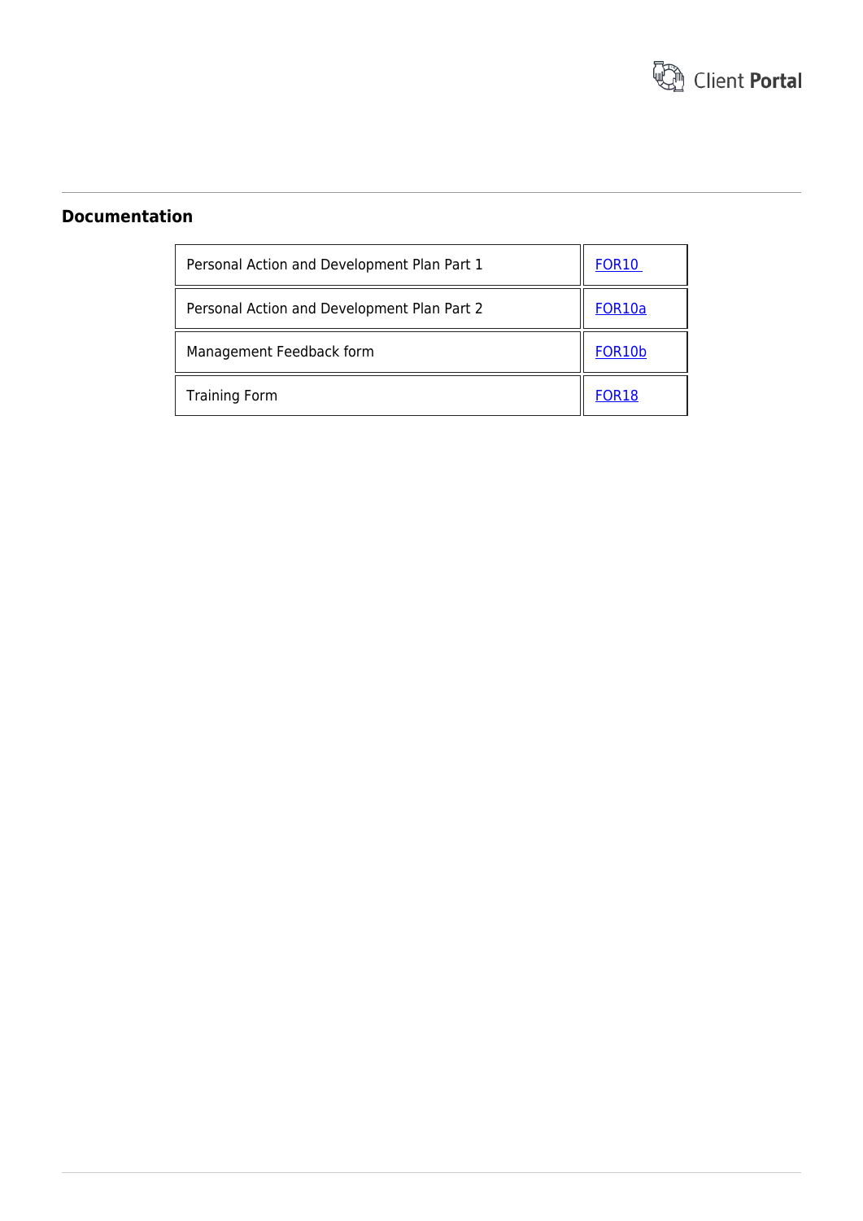## Documentation

| | |
|---|---|
| Personal Action and Development Plan Part 1 | FOR10 |
| Personal Action and Development Plan Part 2 | FOR10a |
| Management Feedback form | FOR10b |
| Training Form | FOR18 |